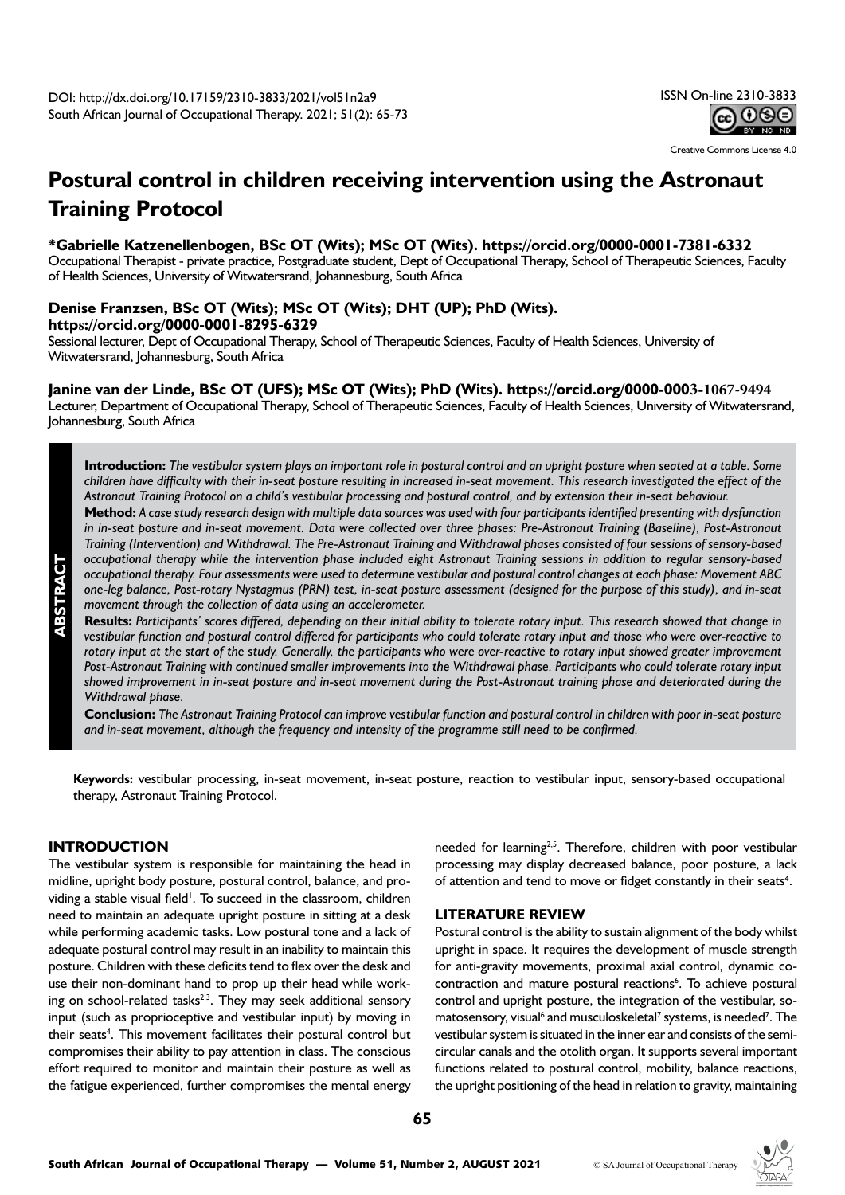DOI: http://dx.doi.org/10.17159/2310-3833/2021/vol51n2a9
South African Journal of Occupational Therapy. 2021; 51(2): 65-73

ISSN On-line 2310-3833

Creative Commons License 4.0

# Postural control in children receiving intervention using the Astronaut Training Protocol

**\*Gabrielle Katzenellenbogen, BSc OT (Wits); MSc OT (Wits). https://orcid.org/0000-0001-7381-6332**
Occupational Therapist - private practice, Postgraduate student, Dept of Occupational Therapy, School of Therapeutic Sciences, Faculty of Health Sciences, University of Witwatersrand, Johannesburg, South Africa

**Denise Franzsen, BSc OT (Wits); MSc OT (Wits); DHT (UP); PhD (Wits). https://orcid.org/0000-0001-8295-6329**
Sessional lecturer, Dept of Occupational Therapy, School of Therapeutic Sciences, Faculty of Health Sciences, University of Witwatersrand, Johannesburg, South Africa

**Janine van der Linde, BSc OT (UFS); MSc OT (Wits); PhD (Wits). https://orcid.org/0000-0003-1067-9494**
Lecturer, Department of Occupational Therapy, School of Therapeutic Sciences, Faculty of Health Sciences, University of Witwatersrand, Johannesburg, South Africa

## ABSTRACT

**Introduction:** *The vestibular system plays an important role in postural control and an upright posture when seated at a table. Some children have difficulty with their in-seat posture resulting in increased in-seat movement. This research investigated the effect of the Astronaut Training Protocol on a child's vestibular processing and postural control, and by extension their in-seat behaviour.*

**Method:** *A case study research design with multiple data sources was used with four participants identified presenting with dysfunction in in-seat posture and in-seat movement. Data were collected over three phases: Pre-Astronaut Training (Baseline), Post-Astronaut Training (Intervention) and Withdrawal. The Pre-Astronaut Training and Withdrawal phases consisted of four sessions of sensory-based occupational therapy while the intervention phase included eight Astronaut Training sessions in addition to regular sensory-based occupational therapy. Four assessments were used to determine vestibular and postural control changes at each phase: Movement ABC one-leg balance, Post-rotary Nystagmus (PRN) test, in-seat posture assessment (designed for the purpose of this study), and in-seat movement through the collection of data using an accelerometer.*

**Results:** *Participants' scores differed, depending on their initial ability to tolerate rotary input. This research showed that change in vestibular function and postural control differed for participants who could tolerate rotary input and those who were over-reactive to rotary input at the start of the study. Generally, the participants who were over-reactive to rotary input showed greater improvement Post-Astronaut Training with continued smaller improvements into the Withdrawal phase. Participants who could tolerate rotary input showed improvement in in-seat posture and in-seat movement during the Post-Astronaut training phase and deteriorated during the Withdrawal phase.*

**Conclusion:** *The Astronaut Training Protocol can improve vestibular function and postural control in children with poor in-seat posture and in-seat movement, although the frequency and intensity of the programme still need to be confirmed.*

**Keywords:** vestibular processing, in-seat movement, in-seat posture, reaction to vestibular input, sensory-based occupational therapy, Astronaut Training Protocol.

## INTRODUCTION

The vestibular system is responsible for maintaining the head in midline, upright body posture, postural control, balance, and providing a stable visual field[1]. To succeed in the classroom, children need to maintain an adequate upright posture in sitting at a desk while performing academic tasks. Low postural tone and a lack of adequate postural control may result in an inability to maintain this posture. Children with these deficits tend to flex over the desk and use their non-dominant hand to prop up their head while working on school-related tasks[2,3]. They may seek additional sensory input (such as proprioceptive and vestibular input) by moving in their seats[4]. This movement facilitates their postural control but compromises their ability to pay attention in class. The conscious effort required to monitor and maintain their posture as well as the fatigue experienced, further compromises the mental energy needed for learning[2,5]. Therefore, children with poor vestibular processing may display decreased balance, poor posture, a lack of attention and tend to move or fidget constantly in their seats[4].

## LITERATURE REVIEW

Postural control is the ability to sustain alignment of the body whilst upright in space. It requires the development of muscle strength for anti-gravity movements, proximal axial control, dynamic co-contraction and mature postural reactions[6]. To achieve postural control and upright posture, the integration of the vestibular, somatosensory, visual[6] and musculoskeletal[7] systems, is needed[7]. The vestibular system is situated in the inner ear and consists of the semicircular canals and the otolith organ. It supports several important functions related to postural control, mobility, balance reactions, the upright positioning of the head in relation to gravity, maintaining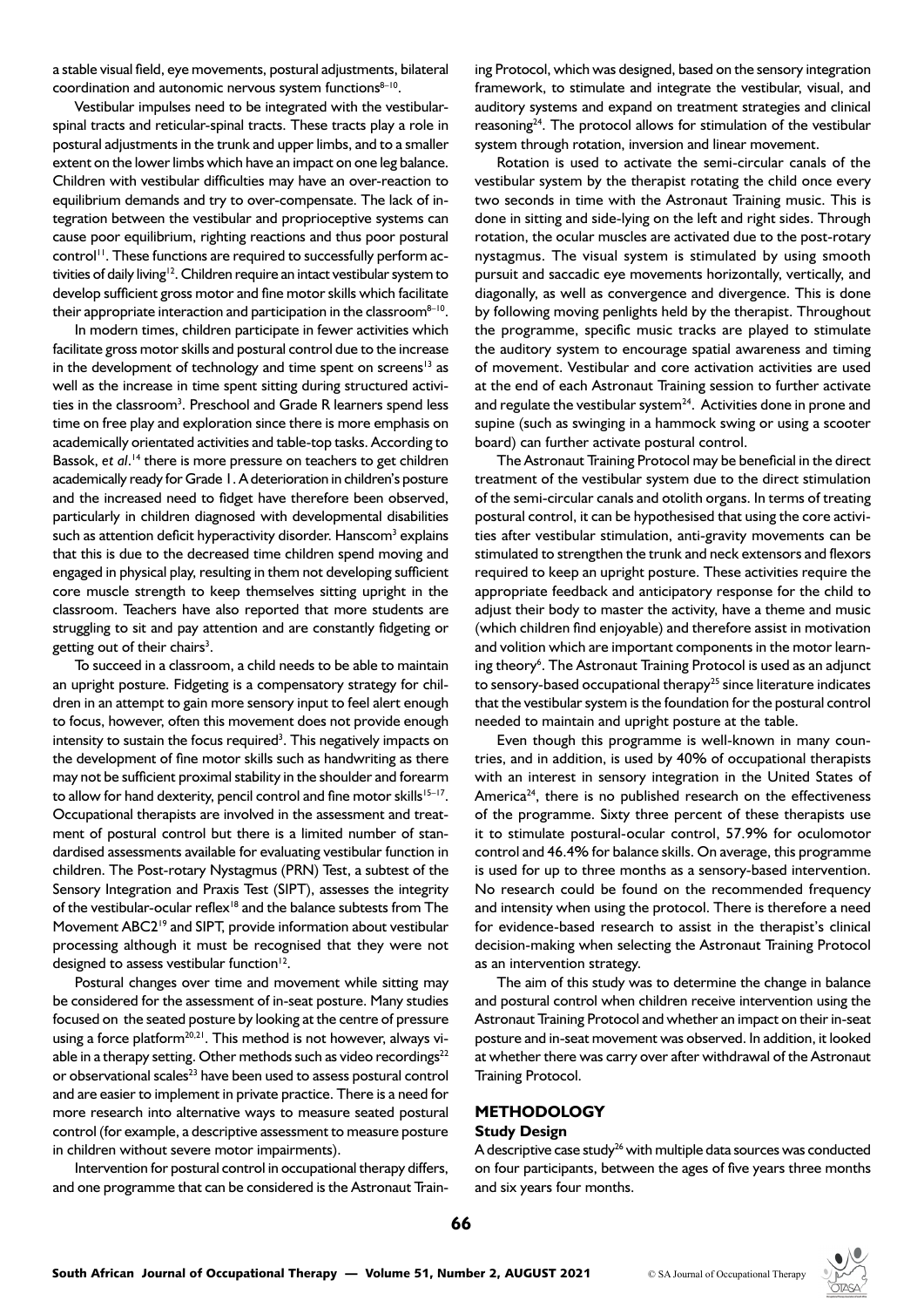a stable visual field, eye movements, postural adjustments, bilateral coordination and autonomic nervous system functions[8–10].

Vestibular impulses need to be integrated with the vestibular-spinal tracts and reticular-spinal tracts. These tracts play a role in postural adjustments in the trunk and upper limbs, and to a smaller extent on the lower limbs which have an impact on one leg balance. Children with vestibular difficulties may have an over-reaction to equilibrium demands and try to over-compensate. The lack of integration between the vestibular and proprioceptive systems can cause poor equilibrium, righting reactions and thus poor postural control[11]. These functions are required to successfully perform activities of daily living[12]. Children require an intact vestibular system to develop sufficient gross motor and fine motor skills which facilitate their appropriate interaction and participation in the classroom[8–10].

In modern times, children participate in fewer activities which facilitate gross motor skills and postural control due to the increase in the development of technology and time spent on screens[13] as well as the increase in time spent sitting during structured activities in the classroom[3]. Preschool and Grade R learners spend less time on free play and exploration since there is more emphasis on academically orientated activities and table-top tasks. According to Bassok, *et al*.[14] there is more pressure on teachers to get children academically ready for Grade 1. A deterioration in children's posture and the increased need to fidget have therefore been observed, particularly in children diagnosed with developmental disabilities such as attention deficit hyperactivity disorder. Hanscom[3] explains that this is due to the decreased time children spend moving and engaged in physical play, resulting in them not developing sufficient core muscle strength to keep themselves sitting upright in the classroom. Teachers have also reported that more students are struggling to sit and pay attention and are constantly fidgeting or getting out of their chairs[3].

To succeed in a classroom, a child needs to be able to maintain an upright posture. Fidgeting is a compensatory strategy for children in an attempt to gain more sensory input to feel alert enough to focus, however, often this movement does not provide enough intensity to sustain the focus required[3]. This negatively impacts on the development of fine motor skills such as handwriting as there may not be sufficient proximal stability in the shoulder and forearm to allow for hand dexterity, pencil control and fine motor skills[15–17]. Occupational therapists are involved in the assessment and treatment of postural control but there is a limited number of standardised assessments available for evaluating vestibular function in children. The Post-rotary Nystagmus (PRN) Test, a subtest of the Sensory Integration and Praxis Test (SIPT), assesses the integrity of the vestibular-ocular reflex[18] and the balance subtests from The Movement ABC2[19] and SIPT, provide information about vestibular processing although it must be recognised that they were not designed to assess vestibular function[12].

Postural changes over time and movement while sitting may be considered for the assessment of in-seat posture. Many studies focused on the seated posture by looking at the centre of pressure using a force platform[20,21]. This method is not however, always viable in a therapy setting. Other methods such as video recordings[22] or observational scales[23] have been used to assess postural control and are easier to implement in private practice. There is a need for more research into alternative ways to measure seated postural control (for example, a descriptive assessment to measure posture in children without severe motor impairments).

Intervention for postural control in occupational therapy differs, and one programme that can be considered is the Astronaut Training Protocol, which was designed, based on the sensory integration framework, to stimulate and integrate the vestibular, visual, and auditory systems and expand on treatment strategies and clinical reasoning[24]. The protocol allows for stimulation of the vestibular system through rotation, inversion and linear movement.

Rotation is used to activate the semi-circular canals of the vestibular system by the therapist rotating the child once every two seconds in time with the Astronaut Training music. This is done in sitting and side-lying on the left and right sides. Through rotation, the ocular muscles are activated due to the post-rotary nystagmus. The visual system is stimulated by using smooth pursuit and saccadic eye movements horizontally, vertically, and diagonally, as well as convergence and divergence. This is done by following moving penlights held by the therapist. Throughout the programme, specific music tracks are played to stimulate the auditory system to encourage spatial awareness and timing of movement. Vestibular and core activation activities are used at the end of each Astronaut Training session to further activate and regulate the vestibular system[24]. Activities done in prone and supine (such as swinging in a hammock swing or using a scooter board) can further activate postural control.

The Astronaut Training Protocol may be beneficial in the direct treatment of the vestibular system due to the direct stimulation of the semi-circular canals and otolith organs. In terms of treating postural control, it can be hypothesised that using the core activities after vestibular stimulation, anti-gravity movements can be stimulated to strengthen the trunk and neck extensors and flexors required to keep an upright posture. These activities require the appropriate feedback and anticipatory response for the child to adjust their body to master the activity, have a theme and music (which children find enjoyable) and therefore assist in motivation and volition which are important components in the motor learning theory[6]. The Astronaut Training Protocol is used as an adjunct to sensory-based occupational therapy[25] since literature indicates that the vestibular system is the foundation for the postural control needed to maintain and upright posture at the table.

Even though this programme is well-known in many countries, and in addition, is used by 40% of occupational therapists with an interest in sensory integration in the United States of America[24], there is no published research on the effectiveness of the programme. Sixty three percent of these therapists use it to stimulate postural-ocular control, 57.9% for oculomotor control and 46.4% for balance skills. On average, this programme is used for up to three months as a sensory-based intervention. No research could be found on the recommended frequency and intensity when using the protocol. There is therefore a need for evidence-based research to assist in the therapist's clinical decision-making when selecting the Astronaut Training Protocol as an intervention strategy.

The aim of this study was to determine the change in balance and postural control when children receive intervention using the Astronaut Training Protocol and whether an impact on their in-seat posture and in-seat movement was observed. In addition, it looked at whether there was carry over after withdrawal of the Astronaut Training Protocol.

## METHODOLOGY

### Study Design

A descriptive case study[26] with multiple data sources was conducted on four participants, between the ages of five years three months and six years four months.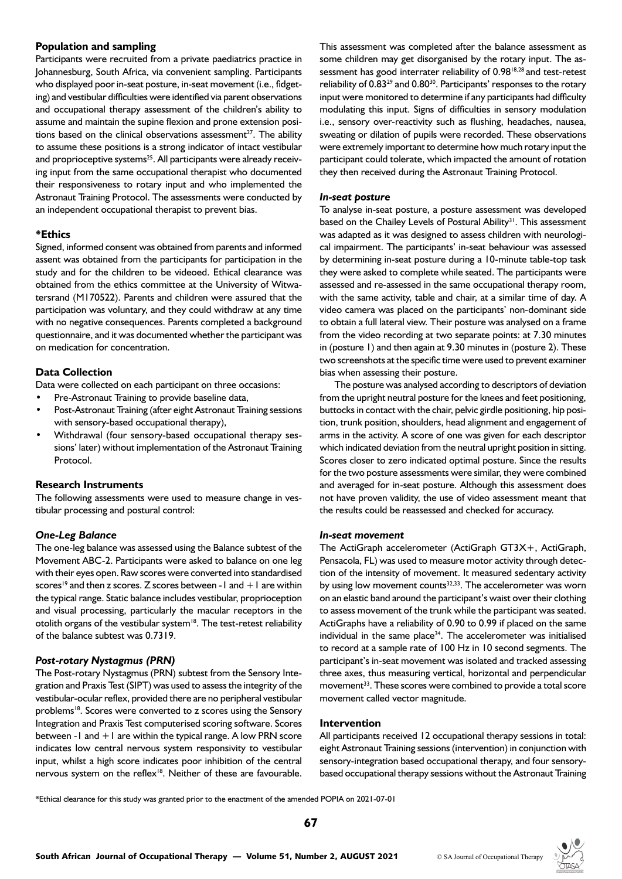## Population and sampling

Participants were recruited from a private paediatrics practice in Johannesburg, South Africa, via convenient sampling. Participants who displayed poor in-seat posture, in-seat movement (i.e., fidgeting) and vestibular difficulties were identified via parent observations and occupational therapy assessment of the children's ability to assume and maintain the supine flexion and prone extension positions based on the clinical observations assessment[27]. The ability to assume these positions is a strong indicator of intact vestibular and proprioceptive systems[25]. All participants were already receiving input from the same occupational therapist who documented their responsiveness to rotary input and who implemented the Astronaut Training Protocol. The assessments were conducted by an independent occupational therapist to prevent bias.

## *Ethics

Signed, informed consent was obtained from parents and informed assent was obtained from the participants for participation in the study and for the children to be videoed. Ethical clearance was obtained from the ethics committee at the University of Witwatersrand (M170522). Parents and children were assured that the participation was voluntary, and they could withdraw at any time with no negative consequences. Parents completed a background questionnaire, and it was documented whether the participant was on medication for concentration.

## Data Collection

Data were collected on each participant on three occasions:

- Pre-Astronaut Training to provide baseline data,
- Post-Astronaut Training (after eight Astronaut Training sessions with sensory-based occupational therapy),
- Withdrawal (four sensory-based occupational therapy sessions' later) without implementation of the Astronaut Training Protocol.

## Research Instruments

The following assessments were used to measure change in vestibular processing and postural control:

### *One-Leg Balance*

The one-leg balance was assessed using the Balance subtest of the Movement ABC-2. Participants were asked to balance on one leg with their eyes open. Raw scores were converted into standardised scores[19] and then z scores. Z scores between -1 and +1 are within the typical range. Static balance includes vestibular, proprioception and visual processing, particularly the macular receptors in the otolith organs of the vestibular system[18]. The test-retest reliability of the balance subtest was 0.7319.

### *Post-rotary Nystagmus (PRN)*

The Post-rotary Nystagmus (PRN) subtest from the Sensory Integration and Praxis Test (SIPT) was used to assess the integrity of the vestibular-ocular reflex, provided there are no peripheral vestibular problems[18]. Scores were converted to z scores using the Sensory Integration and Praxis Test computerised scoring software. Scores between -1 and +1 are within the typical range. A low PRN score indicates low central nervous system responsivity to vestibular input, whilst a high score indicates poor inhibition of the central nervous system on the reflex[18]. Neither of these are favourable. This assessment was completed after the balance assessment as some children may get disorganised by the rotary input. The assessment has good interrater reliability of 0.98[18,28] and test-retest reliability of 0.83[29] and 0.80[30]. Participants' responses to the rotary input were monitored to determine if any participants had difficulty modulating this input. Signs of difficulties in sensory modulation i.e., sensory over-reactivity such as flushing, headaches, nausea, sweating or dilation of pupils were recorded. These observations were extremely important to determine how much rotary input the participant could tolerate, which impacted the amount of rotation they then received during the Astronaut Training Protocol.

### *In-seat posture*

To analyse in-seat posture, a posture assessment was developed based on the Chailey Levels of Postural Ability[31]. This assessment was adapted as it was designed to assess children with neurological impairment. The participants' in-seat behaviour was assessed by determining in-seat posture during a 10-minute table-top task they were asked to complete while seated. The participants were assessed and re-assessed in the same occupational therapy room, with the same activity, table and chair, at a similar time of day. A video camera was placed on the participants' non-dominant side to obtain a full lateral view. Their posture was analysed on a frame from the video recording at two separate points: at 7.30 minutes in (posture 1) and then again at 9.30 minutes in (posture 2). These two screenshots at the specific time were used to prevent examiner bias when assessing their posture.

The posture was analysed according to descriptors of deviation from the upright neutral posture for the knees and feet positioning, buttocks in contact with the chair, pelvic girdle positioning, hip position, trunk position, shoulders, head alignment and engagement of arms in the activity. A score of one was given for each descriptor which indicated deviation from the neutral upright position in sitting. Scores closer to zero indicated optimal posture. Since the results for the two posture assessments were similar, they were combined and averaged for in-seat posture. Although this assessment does not have proven validity, the use of video assessment meant that the results could be reassessed and checked for accuracy.

### *In-seat movement*

The ActiGraph accelerometer (ActiGraph GT3X+, ActiGraph, Pensacola, FL) was used to measure motor activity through detection of the intensity of movement. It measured sedentary activity by using low movement counts[32,33]. The accelerometer was worn on an elastic band around the participant's waist over their clothing to assess movement of the trunk while the participant was seated. ActiGraphs have a reliability of 0.90 to 0.99 if placed on the same individual in the same place[34]. The accelerometer was initialised to record at a sample rate of 100 Hz in 10 second segments. The participant's in-seat movement was isolated and tracked assessing three axes, thus measuring vertical, horizontal and perpendicular movement[33]. These scores were combined to provide a total score movement called vector magnitude.

## Intervention

All participants received 12 occupational therapy sessions in total: eight Astronaut Training sessions (intervention) in conjunction with sensory-integration based occupational therapy, and four sensory-based occupational therapy sessions without the Astronaut Training

*Ethical clearance for this study was granted prior to the enactment of the amended POPIA on 2021-07-01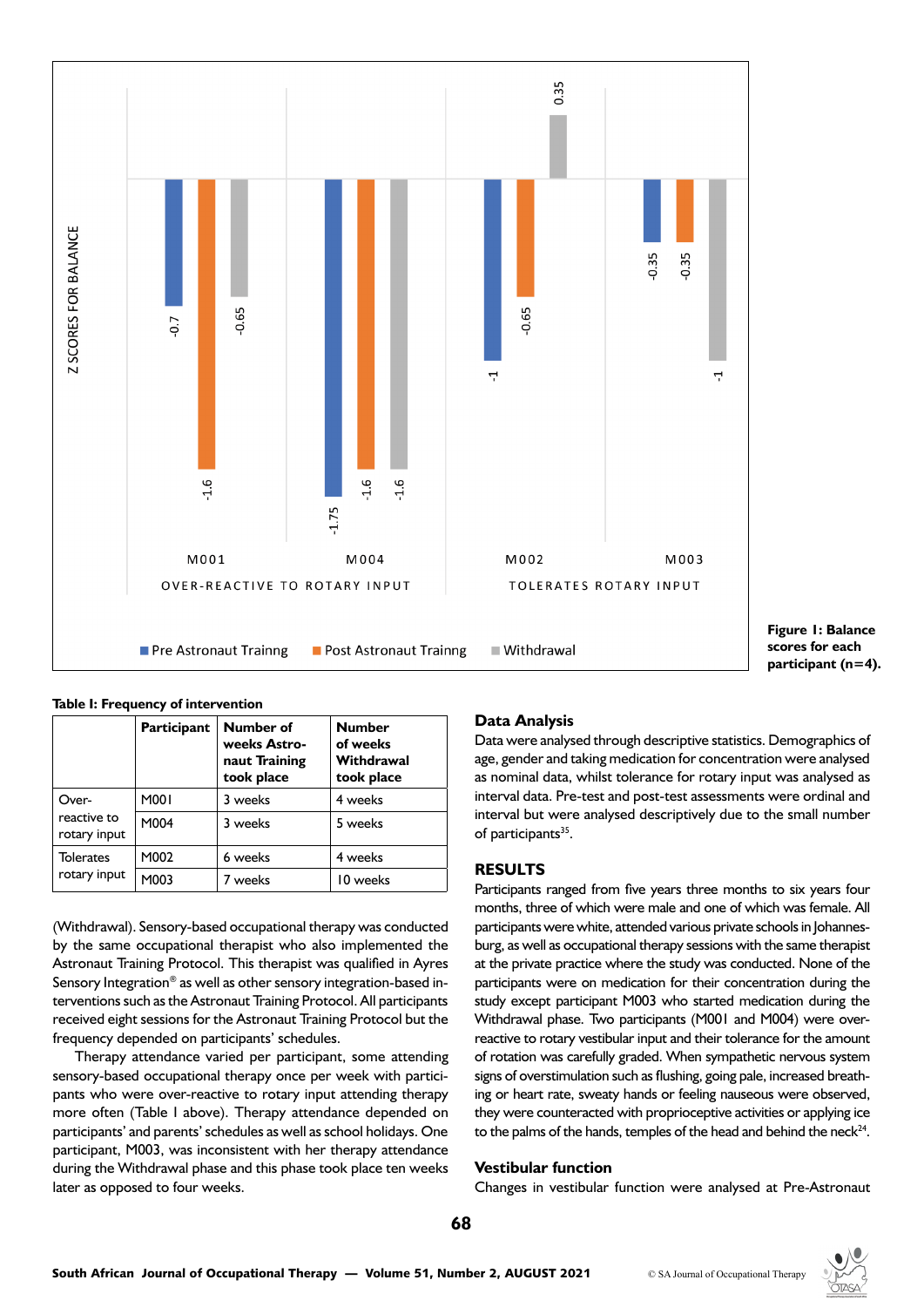Figure 1: Balance scores for each participant (n=4).

**Table I: Frequency of intervention**

| | Participant | Number of weeks Astronaut Training took place | Number of weeks Withdrawal took place |
|---|---|---|---|
| Over-reactive to rotary input | M001 | 3 weeks | 4 weeks |
| | M004 | 3 weeks | 5 weeks |
| Tolerates rotary input | M002 | 6 weeks | 4 weeks |
| | M003 | 7 weeks | 10 weeks |

(Withdrawal). Sensory-based occupational therapy was conducted by the same occupational therapist who also implemented the Astronaut Training Protocol. This therapist was qualified in Ayres Sensory Integration® as well as other sensory integration-based interventions such as the Astronaut Training Protocol. All participants received eight sessions for the Astronaut Training Protocol but the frequency depended on participants' schedules.

Therapy attendance varied per participant, some attending sensory-based occupational therapy once per week with participants who were over-reactive to rotary input attending therapy more often (Table I above). Therapy attendance depended on participants' and parents' schedules as well as school holidays. One participant, M003, was inconsistent with her therapy attendance during the Withdrawal phase and this phase took place ten weeks later as opposed to four weeks.

## Data Analysis

Data were analysed through descriptive statistics. Demographics of age, gender and taking medication for concentration were analysed as nominal data, whilst tolerance for rotary input was analysed as interval data. Pre-test and post-test assessments were ordinal and interval but were analysed descriptively due to the small number of participants[35].

## RESULTS

Participants ranged from five years three months to six years four months, three of which were male and one of which was female. All participants were white, attended various private schools in Johannesburg, as well as occupational therapy sessions with the same therapist at the private practice where the study was conducted. None of the participants were on medication for their concentration during the study except participant M003 who started medication during the Withdrawal phase. Two participants (M001 and M004) were over-reactive to rotary vestibular input and their tolerance for the amount of rotation was carefully graded. When sympathetic nervous system signs of overstimulation such as flushing, going pale, increased breathing or heart rate, sweaty hands or feeling nauseous were observed, they were counteracted with proprioceptive activities or applying ice to the palms of the hands, temples of the head and behind the neck[24].

## Vestibular function

Changes in vestibular function were analysed at Pre-Astronaut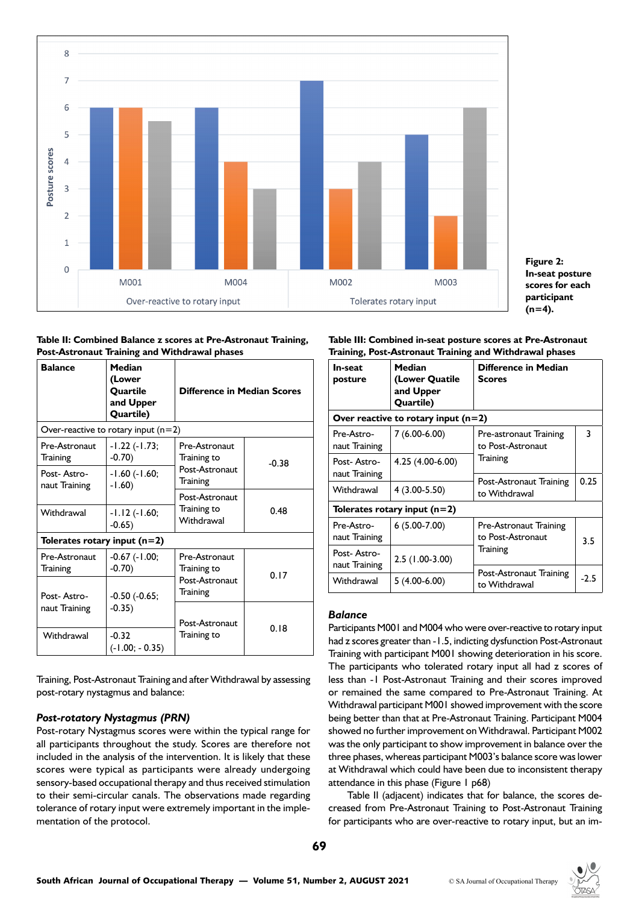Figure 2: In-seat posture scores for each participant (n=4).

**Table II: Combined Balance z scores at Pre-Astronaut Training, Post-Astronaut Training and Withdrawal phases**

| Balance | Median (Lower Quartile and Upper Quartile) | Difference in Median Scores | |
|---|---|---|---|
| Over-reactive to rotary input (n=2) | | | |
| Pre-Astronaut Training | -1.22 (-1.73; -0.70) | Pre-Astronaut Training to Post-Astronaut Training | -0.38 |
| Post- Astro-naut Training | -1.60 (-1.60; -1.60) | | |
| Withdrawal | -1.12 (-1.60; -0.65) | Post-Astronaut Training to Withdrawal | 0.48 |
| **Tolerates rotary input (n=2)** | | | |
| Pre-Astronaut Training | -0.67 (-1.00; -0.70) | Pre-Astronaut Training to Post-Astronaut Training | 0.17 |
| Post- Astro-naut Training | -0.50 (-0.65; -0.35) | | |
| Withdrawal | -0.32 (-1.00; - 0.35) | Post-Astronaut Training to | 0.18 |

Training, Post-Astronaut Training and after Withdrawal by assessing post-rotary nystagmus and balance:

### *Post-rotatory Nystagmus (PRN)*

Post-rotary Nystagmus scores were within the typical range for all participants throughout the study. Scores are therefore not included in the analysis of the intervention. It is likely that these scores were typical as participants were already undergoing sensory-based occupational therapy and thus received stimulation to their semi-circular canals. The observations made regarding tolerance of rotary input were extremely important in the implementation of the protocol.

**Table III: Combined in-seat posture scores at Pre-Astronaut Training, Post-Astronaut Training and Withdrawal phases**

| In-seat posture | Median (Lower Quatile and Upper Quartile) | Difference in Median Scores | |
|---|---|---|---|
| **Over reactive to rotary input (n=2)** | | | |
| Pre-Astro-naut Training | 7 (6.00-6.00) | Pre-astronaut Training to Post-Astronaut Training | 3 |
| Post- Astro-naut Training | 4.25 (4.00-6.00) | | |
| Withdrawal | 4 (3.00-5.50) | Post-Astronaut Training to Withdrawal | 0.25 |
| **Tolerates rotary input (n=2)** | | | |
| Pre-Astro-naut Training | 6 (5.00-7.00) | Pre-Astronaut Training to Post-Astronaut Training | 3.5 |
| Post- Astro-naut Training | 2.5 (1.00-3.00) | | |
| Withdrawal | 5 (4.00-6.00) | Post-Astronaut Training to Withdrawal | -2.5 |

### *Balance*

Participants M001 and M004 who were over-reactive to rotary input had z scores greater than -1.5, indicting dysfunction Post-Astronaut Training with participant M001 showing deterioration in his score. The participants who tolerated rotary input all had z scores of less than -1 Post-Astronaut Training and their scores improved or remained the same compared to Pre-Astronaut Training. At Withdrawal participant M001 showed improvement with the score being better than that at Pre-Astronaut Training. Participant M004 showed no further improvement on Withdrawal. Participant M002 was the only participant to show improvement in balance over the three phases, whereas participant M003's balance score was lower at Withdrawal which could have been due to inconsistent therapy attendance in this phase (Figure 1 p68)

Table II (adjacent) indicates that for balance, the scores decreased from Pre-Astronaut Training to Post-Astronaut Training for participants who are over-reactive to rotary input, but an im-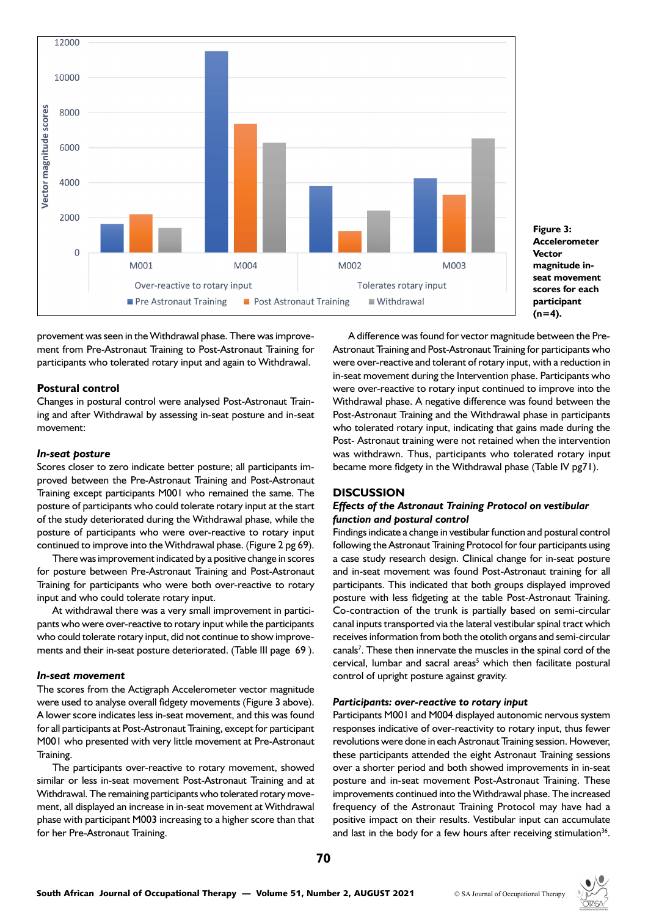Figure 3: Accelerometer Vector magnitude in-seat movement scores for each participant (n=4).

provement was seen in the Withdrawal phase. There was improvement from Pre-Astronaut Training to Post-Astronaut Training for participants who tolerated rotary input and again to Withdrawal.

### Postural control

Changes in postural control were analysed Post-Astronaut Training and after Withdrawal by assessing in-seat posture and in-seat movement:

#### *In-seat posture*

Scores closer to zero indicate better posture; all participants improved between the Pre-Astronaut Training and Post-Astronaut Training except participants M001 who remained the same. The posture of participants who could tolerate rotary input at the start of the study deteriorated during the Withdrawal phase, while the posture of participants who were over-reactive to rotary input continued to improve into the Withdrawal phase. (Figure 2 pg 69).

There was improvement indicated by a positive change in scores for posture between Pre-Astronaut Training and Post-Astronaut Training for participants who were both over-reactive to rotary input and who could tolerate rotary input.

At withdrawal there was a very small improvement in participants who were over-reactive to rotary input while the participants who could tolerate rotary input, did not continue to show improvements and their in-seat posture deteriorated. (Table III page 69 ).

#### *In-seat movement*

The scores from the Actigraph Accelerometer vector magnitude were used to analyse overall fidgety movements (Figure 3 above). A lower score indicates less in-seat movement, and this was found for all participants at Post-Astronaut Training, except for participant M001 who presented with very little movement at Pre-Astronaut Training.

The participants over-reactive to rotary movement, showed similar or less in-seat movement Post-Astronaut Training and at Withdrawal. The remaining participants who tolerated rotary movement, all displayed an increase in in-seat movement at Withdrawal phase with participant M003 increasing to a higher score than that for her Pre-Astronaut Training.

A difference was found for vector magnitude between the Pre-Astronaut Training and Post-Astronaut Training for participants who were over-reactive and tolerant of rotary input, with a reduction in in-seat movement during the Intervention phase. Participants who were over-reactive to rotary input continued to improve into the Withdrawal phase. A negative difference was found between the Post-Astronaut Training and the Withdrawal phase in participants who tolerated rotary input, indicating that gains made during the Post- Astronaut training were not retained when the intervention was withdrawn. Thus, participants who tolerated rotary input became more fidgety in the Withdrawal phase (Table IV pg71).

## DISCUSSION

### *Effects of the Astronaut Training Protocol on vestibular function and postural control*

Findings indicate a change in vestibular function and postural control following the Astronaut Training Protocol for four participants using a case study research design. Clinical change for in-seat posture and in-seat movement was found Post-Astronaut training for all participants. This indicated that both groups displayed improved posture with less fidgeting at the table Post-Astronaut Training. Co-contraction of the trunk is partially based on semi-circular canal inputs transported via the lateral vestibular spinal tract which receives information from both the otolith organs and semi-circular canals[7]. These then innervate the muscles in the spinal cord of the cervical, lumbar and sacral areas[5] which then facilitate postural control of upright posture against gravity.

### *Participants: over-reactive to rotary input*

Participants M001 and M004 displayed autonomic nervous system responses indicative of over-reactivity to rotary input, thus fewer revolutions were done in each Astronaut Training session. However, these participants attended the eight Astronaut Training sessions over a shorter period and both showed improvements in in-seat posture and in-seat movement Post-Astronaut Training. These improvements continued into the Withdrawal phase. The increased frequency of the Astronaut Training Protocol may have had a positive impact on their results. Vestibular input can accumulate and last in the body for a few hours after receiving stimulation[36].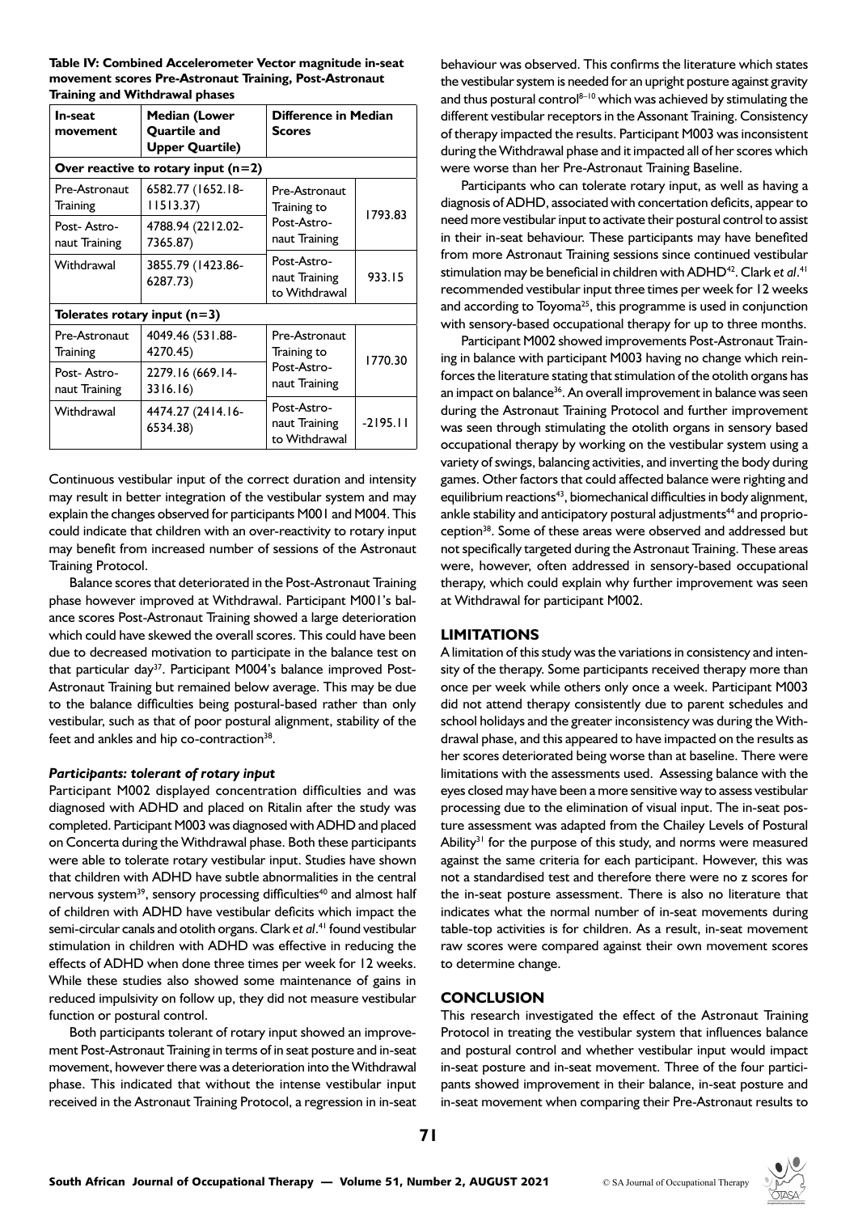**Table IV: Combined Accelerometer Vector magnitude in-seat movement scores Pre-Astronaut Training, Post-Astronaut Training and Withdrawal phases**

| In-seat movement | Median (Lower Quartile and Upper Quartile) | Difference in Median Scores | |
|---|---|---|---|
| **Over reactive to rotary input (n=2)** | | | |
| Pre-Astronaut Training | 6582.77 (1652.18-11513.37) | Pre-Astronaut Training to Post-Astronaut Training | 1793.83 |
| Post- Astronaut Training | 4788.94 (2212.02-7365.87) | | |
| Withdrawal | 3855.79 (1423.86-6287.73) | Post-Astronaut Training to Withdrawal | 933.15 |
| **Tolerates rotary input (n=3)** | | | |
| Pre-Astronaut Training | 4049.46 (531.88-4270.45) | Pre-Astronaut Training to Post-Astronaut Training | 1770.30 |
| Post- Astronaut Training | 2279.16 (669.14-3316.16) | | |
| Withdrawal | 4474.27 (2414.16-6534.38) | Post-Astronaut Training to Withdrawal | -2195.11 |

Continuous vestibular input of the correct duration and intensity may result in better integration of the vestibular system and may explain the changes observed for participants M001 and M004. This could indicate that children with an over-reactivity to rotary input may benefit from increased number of sessions of the Astronaut Training Protocol.

Balance scores that deteriorated in the Post-Astronaut Training phase however improved at Withdrawal. Participant M001's balance scores Post-Astronaut Training showed a large deterioration which could have skewed the overall scores. This could have been due to decreased motivation to participate in the balance test on that particular day[37]. Participant M004's balance improved Post-Astronaut Training but remained below average. This may be due to the balance difficulties being postural-based rather than only vestibular, such as that of poor postural alignment, stability of the feet and ankles and hip co-contraction[38].

### *Participants: tolerant of rotary input*

Participant M002 displayed concentration difficulties and was diagnosed with ADHD and placed on Ritalin after the study was completed. Participant M003 was diagnosed with ADHD and placed on Concerta during the Withdrawal phase. Both these participants were able to tolerate rotary vestibular input. Studies have shown that children with ADHD have subtle abnormalities in the central nervous system[39], sensory processing difficulties[40] and almost half of children with ADHD have vestibular deficits which impact the semi-circular canals and otolith organs. Clark *et al*.[41] found vestibular stimulation in children with ADHD was effective in reducing the effects of ADHD when done three times per week for 12 weeks. While these studies also showed some maintenance of gains in reduced impulsivity on follow up, they did not measure vestibular function or postural control.

Both participants tolerant of rotary input showed an improvement Post-Astronaut Training in terms of in seat posture and in-seat movement, however there was a deterioration into the Withdrawal phase. This indicated that without the intense vestibular input received in the Astronaut Training Protocol, a regression in in-seat behaviour was observed. This confirms the literature which states the vestibular system is needed for an upright posture against gravity and thus postural control[8–10] which was achieved by stimulating the different vestibular receptors in the Assonant Training. Consistency of therapy impacted the results. Participant M003 was inconsistent during the Withdrawal phase and it impacted all of her scores which were worse than her Pre-Astronaut Training Baseline.

Participants who can tolerate rotary input, as well as having a diagnosis of ADHD, associated with concertation deficits, appear to need more vestibular input to activate their postural control to assist in their in-seat behaviour. These participants may have benefited from more Astronaut Training sessions since continued vestibular stimulation may be beneficial in children with ADHD[42]. Clark *et al*.[41] recommended vestibular input three times per week for 12 weeks and according to Toyoma[25], this programme is used in conjunction with sensory-based occupational therapy for up to three months.

Participant M002 showed improvements Post-Astronaut Training in balance with participant M003 having no change which reinforces the literature stating that stimulation of the otolith organs has an impact on balance[36]. An overall improvement in balance was seen during the Astronaut Training Protocol and further improvement was seen through stimulating the otolith organs in sensory based occupational therapy by working on the vestibular system using a variety of swings, balancing activities, and inverting the body during games. Other factors that could affected balance were righting and equilibrium reactions[43], biomechanical difficulties in body alignment, ankle stability and anticipatory postural adjustments[44] and proprioception[38]. Some of these areas were observed and addressed but not specifically targeted during the Astronaut Training. These areas were, however, often addressed in sensory-based occupational therapy, which could explain why further improvement was seen at Withdrawal for participant M002.

## LIMITATIONS

A limitation of this study was the variations in consistency and intensity of the therapy. Some participants received therapy more than once per week while others only once a week. Participant M003 did not attend therapy consistently due to parent schedules and school holidays and the greater inconsistency was during the Withdrawal phase, and this appeared to have impacted on the results as her scores deteriorated being worse than at baseline. There were limitations with the assessments used. Assessing balance with the eyes closed may have been a more sensitive way to assess vestibular processing due to the elimination of visual input. The in-seat posture assessment was adapted from the Chailey Levels of Postural Ability[31] for the purpose of this study, and norms were measured against the same criteria for each participant. However, this was not a standardised test and therefore there were no z scores for the in-seat posture assessment. There is also no literature that indicates what the normal number of in-seat movements during table-top activities is for children. As a result, in-seat movement raw scores were compared against their own movement scores to determine change.

## CONCLUSION

This research investigated the effect of the Astronaut Training Protocol in treating the vestibular system that influences balance and postural control and whether vestibular input would impact in-seat posture and in-seat movement. Three of the four participants showed improvement in their balance, in-seat posture and in-seat movement when comparing their Pre-Astronaut results to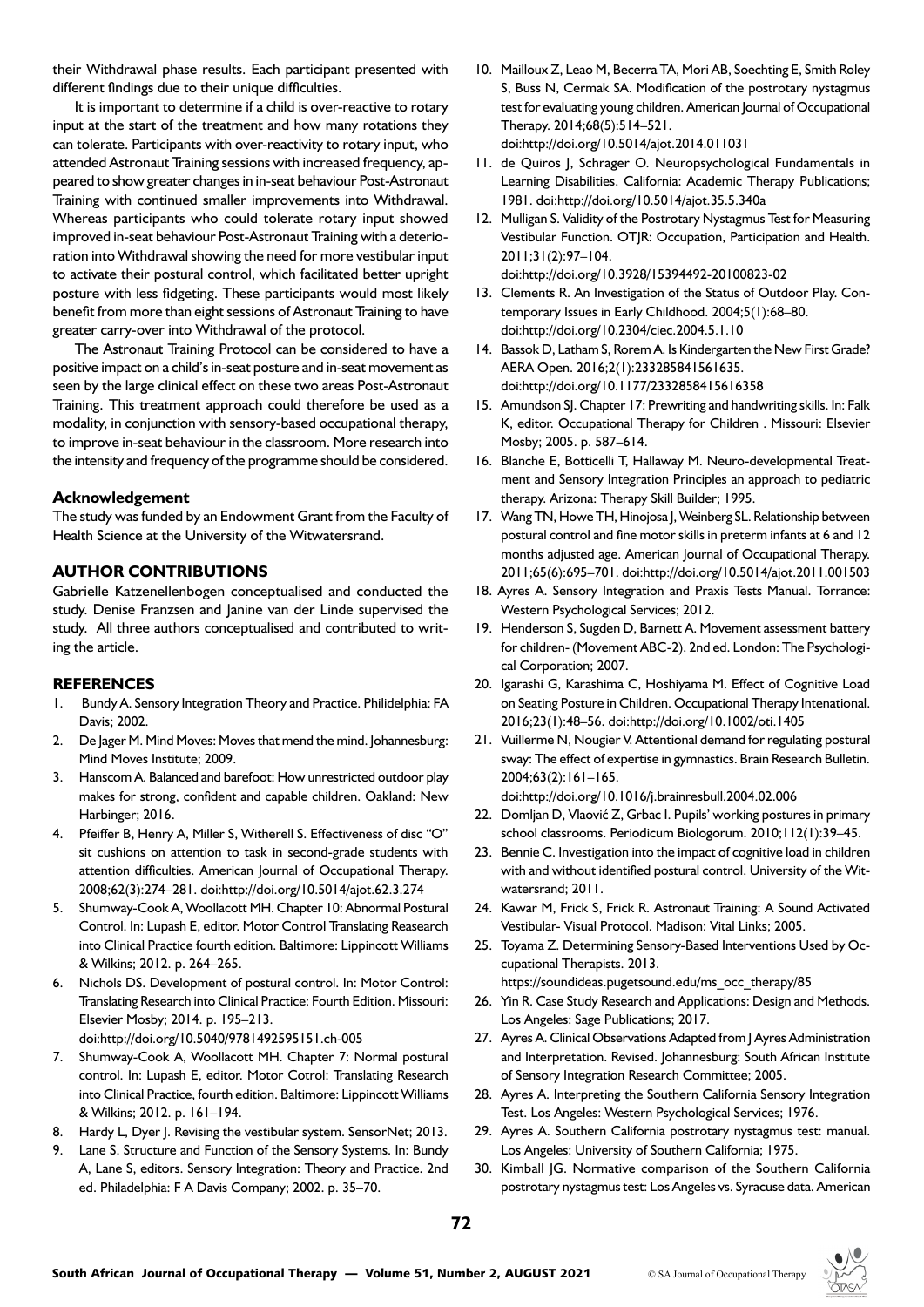their Withdrawal phase results. Each participant presented with different findings due to their unique difficulties.

It is important to determine if a child is over-reactive to rotary input at the start of the treatment and how many rotations they can tolerate. Participants with over-reactivity to rotary input, who attended Astronaut Training sessions with increased frequency, appeared to show greater changes in in-seat behaviour Post-Astronaut Training with continued smaller improvements into Withdrawal. Whereas participants who could tolerate rotary input showed improved in-seat behaviour Post-Astronaut Training with a deterioration into Withdrawal showing the need for more vestibular input to activate their postural control, which facilitated better upright posture with less fidgeting. These participants would most likely benefit from more than eight sessions of Astronaut Training to have greater carry-over into Withdrawal of the protocol.

The Astronaut Training Protocol can be considered to have a positive impact on a child's in-seat posture and in-seat movement as seen by the large clinical effect on these two areas Post-Astronaut Training. This treatment approach could therefore be used as a modality, in conjunction with sensory-based occupational therapy, to improve in-seat behaviour in the classroom. More research into the intensity and frequency of the programme should be considered.

### Acknowledgement

The study was funded by an Endowment Grant from the Faculty of Health Science at the University of the Witwatersrand.

## AUTHOR CONTRIBUTIONS

Gabrielle Katzenellenbogen conceptualised and conducted the study. Denise Franzsen and Janine van der Linde supervised the study. All three authors conceptualised and contributed to writing the article.

## REFERENCES

1. Bundy A. Sensory Integration Theory and Practice. Philidelphia: FA Davis; 2002.
2. De Jager M. Mind Moves: Moves that mend the mind. Johannesburg: Mind Moves Institute; 2009.
3. Hanscom A. Balanced and barefoot: How unrestricted outdoor play makes for strong, confident and capable children. Oakland: New Harbinger; 2016.
4. Pfeiffer B, Henry A, Miller S, Witherell S. Effectiveness of disc "O" sit cushions on attention to task in second-grade students with attention difficulties. American Journal of Occupational Therapy. 2008;62(3):274–281. doi:http://doi.org/10.5014/ajot.62.3.274
5. Shumway-Cook A, Woollacott MH. Chapter 10: Abnormal Postural Control. In: Lupash E, editor. Motor Control Translating Reasearch into Clinical Practice fourth edition. Baltimore: Lippincott Williams & Wilkins; 2012. p. 264–265.
6. Nichols DS. Development of postural control. In: Motor Control: Translating Research into Clinical Practice: Fourth Edition. Missouri: Elsevier Mosby; 2014. p. 195–213. doi:http://doi.org/10.5040/9781492595151.ch-005
7. Shumway-Cook A, Woollacott MH. Chapter 7: Normal postural control. In: Lupash E, editor. Motor Cotrol: Translating Research into Clinical Practice, fourth edition. Baltimore: Lippincott Williams & Wilkins; 2012. p. 161–194.
8. Hardy L, Dyer J. Revising the vestibular system. SensorNet; 2013.
9. Lane S. Structure and Function of the Sensory Systems. In: Bundy A, Lane S, editors. Sensory Integration: Theory and Practice. 2nd ed. Philadelphia: F A Davis Company; 2002. p. 35–70.
10. Mailloux Z, Leao M, Becerra TA, Mori AB, Soechting E, Smith Roley S, Buss N, Cermak SA. Modification of the postrotary nystagmus test for evaluating young children. American Journal of Occupational Therapy. 2014;68(5):514–521. doi:http://doi.org/10.5014/ajot.2014.011031
11. de Quiros J, Schrager O. Neuropsychological Fundamentals in Learning Disabilities. California: Academic Therapy Publications; 1981. doi:http://doi.org/10.5014/ajot.35.5.340a
12. Mulligan S. Validity of the Postrotary Nystagmus Test for Measuring Vestibular Function. OTJR: Occupation, Participation and Health. 2011;31(2):97–104. doi:http://doi.org/10.3928/15394492-20100823-02
13. Clements R. An Investigation of the Status of Outdoor Play. Contemporary Issues in Early Childhood. 2004;5(1):68–80. doi:http://doi.org/10.2304/ciec.2004.5.1.10
14. Bassok D, Latham S, Rorem A. Is Kindergarten the New First Grade? AERA Open. 2016;2(1):233285841561635. doi:http://doi.org/10.1177/2332858415616358
15. Amundson SJ. Chapter 17: Prewriting and handwriting skills. In: Falk K, editor. Occupational Therapy for Children . Missouri: Elsevier Mosby; 2005. p. 587–614.
16. Blanche E, Botticelli T, Hallaway M. Neuro-developmental Treatment and Sensory Integration Principles an approach to pediatric therapy. Arizona: Therapy Skill Builder; 1995.
17. Wang TN, Howe TH, Hinojosa J, Weinberg SL. Relationship between postural control and fine motor skills in preterm infants at 6 and 12 months adjusted age. American Journal of Occupational Therapy. 2011;65(6):695–701. doi:http://doi.org/10.5014/ajot.2011.001503
18. Ayres A. Sensory Integration and Praxis Tests Manual. Torrance: Western Psychological Services; 2012.
19. Henderson S, Sugden D, Barnett A. Movement assessment battery for children- (Movement ABC-2). 2nd ed. London: The Psychological Corporation; 2007.
20. Igarashi G, Karashima C, Hoshiyama M. Effect of Cognitive Load on Seating Posture in Children. Occupational Therapy Intenational. 2016;23(1):48–56. doi:http://doi.org/10.1002/oti.1405
21. Vuillerme N, Nougier V. Attentional demand for regulating postural sway: The effect of expertise in gymnastics. Brain Research Bulletin. 2004;63(2):161–165. doi:http://doi.org/10.1016/j.brainresbull.2004.02.006
22. Domljan D, Vlaović Z, Grbac I. Pupils' working postures in primary school classrooms. Periodicum Biologorum. 2010;112(1):39–45.
23. Bennie C. Investigation into the impact of cognitive load in children with and without identified postural control. University of the Witwatersrand; 2011.
24. Kawar M, Frick S, Frick R. Astronaut Training: A Sound Activated Vestibular- Visual Protocol. Madison: Vital Links; 2005.
25. Toyama Z. Determining Sensory-Based Interventions Used by Occupational Therapists. 2013. https://soundideas.pugetsound.edu/ms_occ_therapy/85
26. Yin R. Case Study Research and Applications: Design and Methods. Los Angeles: Sage Publications; 2017.
27. Ayres A. Clinical Observations Adapted from J Ayres Administration and Interpretation. Revised. Johannesburg: South African Institute of Sensory Integration Research Committee; 2005.
28. Ayres A. Interpreting the Southern California Sensory Integration Test. Los Angeles: Western Psychological Services; 1976.
29. Ayres A. Southern California postrotary nystagmus test: manual. Los Angeles: University of Southern California; 1975.
30. Kimball JG. Normative comparison of the Southern California postrotary nystagmus test: Los Angeles vs. Syracuse data. American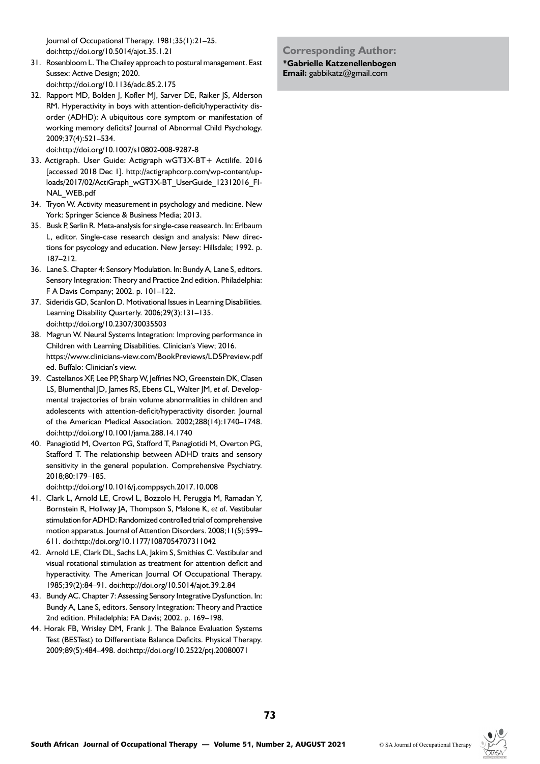Journal of Occupational Therapy. 1981;35(1):21–25. doi:http://doi.org/10.5014/ajot.35.1.21

31. Rosenbloom L. The Chailey approach to postural management. East Sussex: Active Design; 2020. doi:http://doi.org/10.1136/adc.85.2.175
32. Rapport MD, Bolden J, Kofler MJ, Sarver DE, Raiker JS, Alderson RM. Hyperactivity in boys with attention-deficit/hyperactivity disorder (ADHD): A ubiquitous core symptom or manifestation of working memory deficits? Journal of Abnormal Child Psychology. 2009;37(4):521–534. doi:http://doi.org/10.1007/s10802-008-9287-8
33. Actigraph. User Guide: Actigraph wGT3X-BT+ Actilife. 2016 [accessed 2018 Dec 1]. http://actigraphcorp.com/wp-content/uploads/2017/02/ActiGraph_wGT3X-BT_UserGuide_12312016_FINAL_WEB.pdf
34. Tryon W. Activity measurement in psychology and medicine. New York: Springer Science & Business Media; 2013.
35. Busk P, Serlin R. Meta-analysis for single-case reasearch. In: Erlbaum L, editor. Single-case research design and analysis: New directions for psycology and education. New Jersey: Hillsdale; 1992. p. 187–212.
36. Lane S. Chapter 4: Sensory Modulation. In: Bundy A, Lane S, editors. Sensory Integration: Theory and Practice 2nd edition. Philadelphia: F A Davis Company; 2002. p. 101–122.
37. Sideridis GD, Scanlon D. Motivational Issues in Learning Disabilities. Learning Disability Quarterly. 2006;29(3):131–135. doi:http://doi.org/10.2307/30035503
38. Magrun W. Neural Systems Integration: Improving performance in Children with Learning Disabilities. Clinician's View; 2016. https://www.clinicians-view.com/BookPreviews/LD5Preview.pdf ed. Buffalo: Clinician's view.
39. Castellanos XF, Lee PP, Sharp W, Jeffries NO, Greenstein DK, Clasen LS, Blumenthal JD, James RS, Ebens CL, Walter JM, *et al*. Developmental trajectories of brain volume abnormalities in children and adolescents with attention-deficit/hyperactivity disorder. Journal of the American Medical Association. 2002;288(14):1740–1748. doi:http://doi.org/10.1001/jama.288.14.1740
40. Panagiotid M, Overton PG, Stafford T, Panagiotidi M, Overton PG, Stafford T. The relationship between ADHD traits and sensory sensitivity in the general population. Comprehensive Psychiatry. 2018;80:179–185. doi:http://doi.org/10.1016/j.comppsych.2017.10.008
41. Clark L, Arnold LE, Crowl L, Bozzolo H, Peruggia M, Ramadan Y, Bornstein R, Hollway JA, Thompson S, Malone K, *et al*. Vestibular stimulation for ADHD: Randomized controlled trial of comprehensive motion apparatus. Journal of Attention Disorders. 2008;11(5):599–611. doi:http://doi.org/10.1177/1087054707311042
42. Arnold LE, Clark DL, Sachs LA, Jakim S, Smithies C. Vestibular and visual rotational stimulation as treatment for attention deficit and hyperactivity. The American Journal Of Occupational Therapy. 1985;39(2):84–91. doi:http://doi.org/10.5014/ajot.39.2.84
43. Bundy AC. Chapter 7: Assessing Sensory Integrative Dysfunction. In: Bundy A, Lane S, editors. Sensory Integration: Theory and Practice 2nd edition. Philadelphia: FA Davis; 2002. p. 169–198.
44. Horak FB, Wrisley DM, Frank J. The Balance Evaluation Systems Test (BESTest) to Differentiate Balance Deficits. Physical Therapy. 2009;89(5):484–498. doi:http://doi.org/10.2522/ptj.20080071

**Corresponding Author:**
**\*Gabrielle Katzenellenbogen**
**Email:** gabbikatz@gmail.com